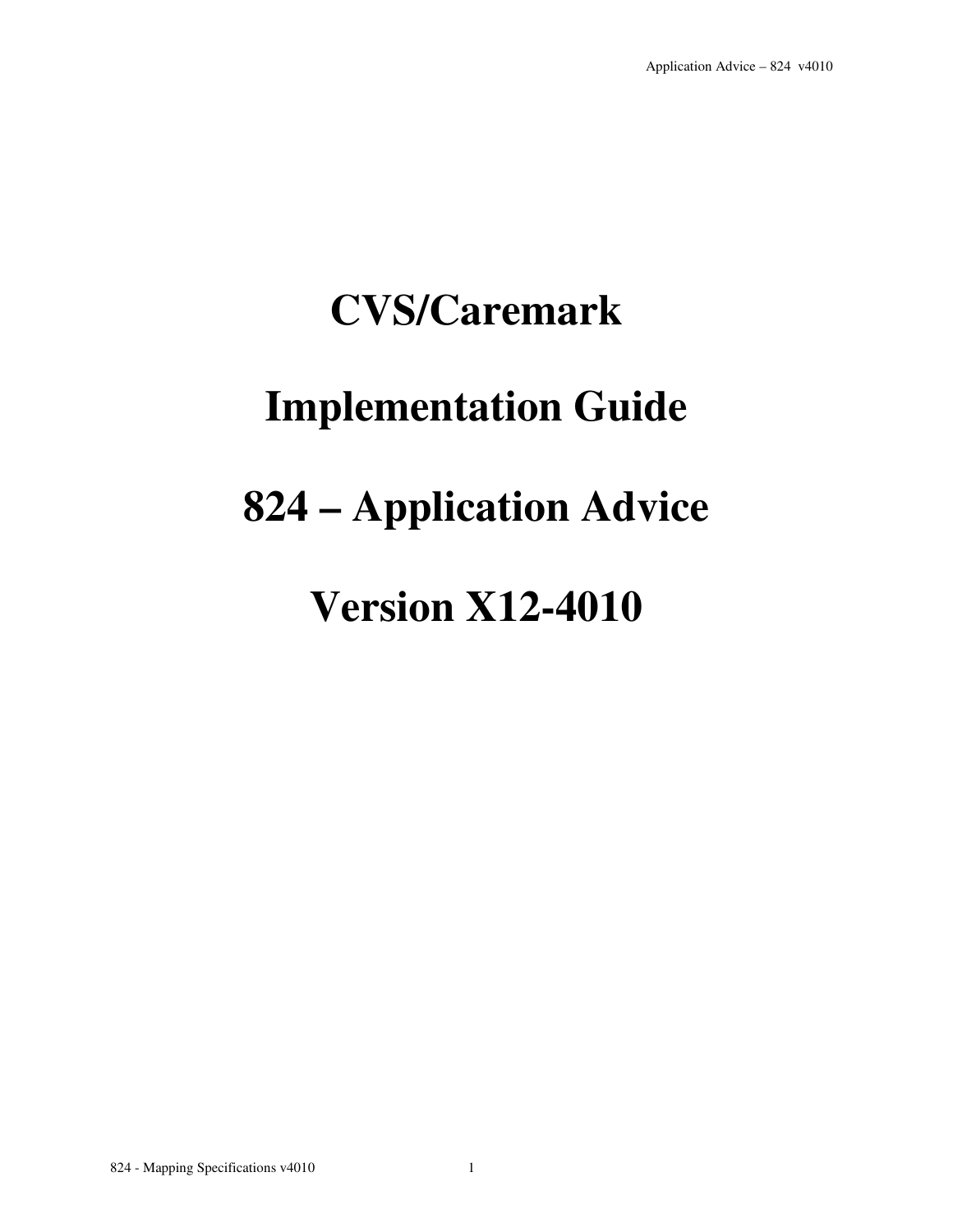# CVS/Caremark

# Implementation Guide

# 824 – Application Advice

# Version X12-4010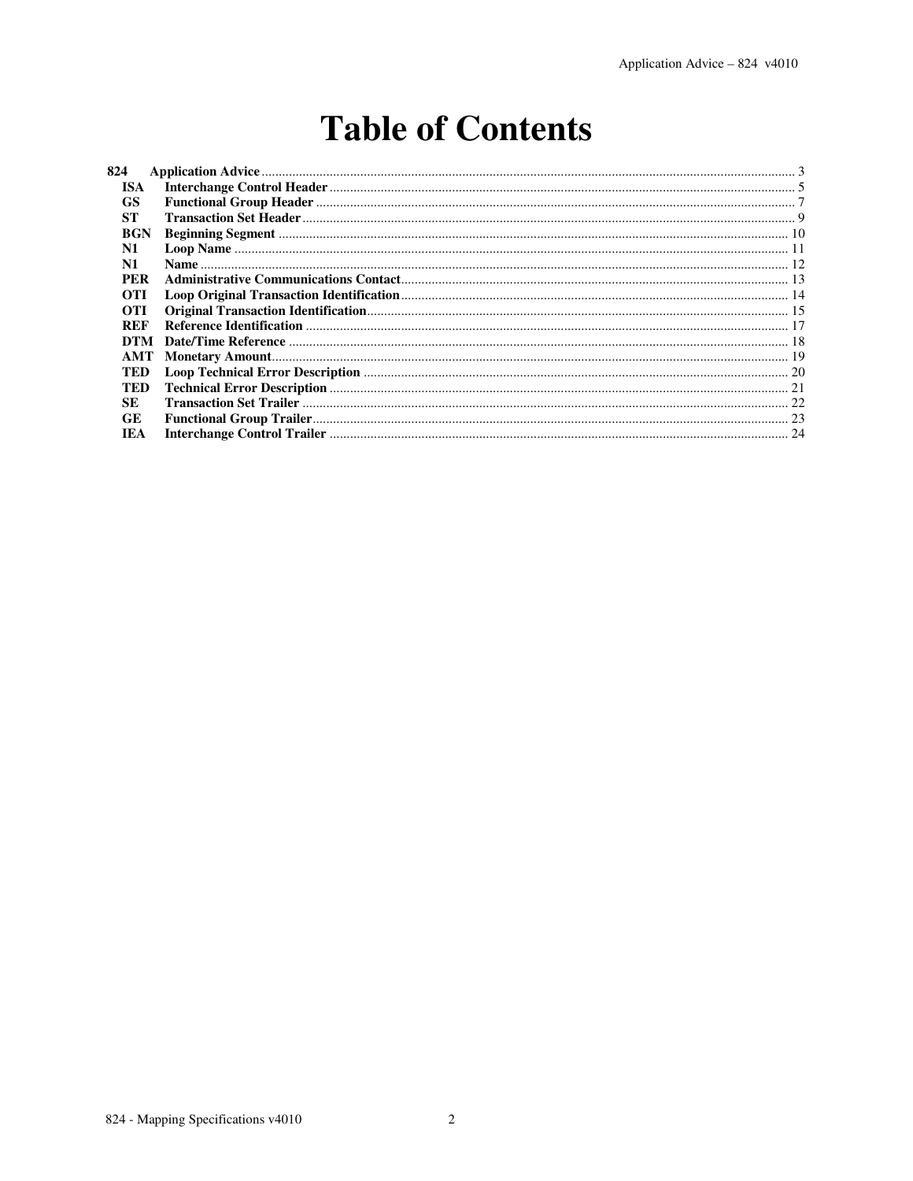# Table of Contents

| | | |
|---|---|---|
| **824** | **Application Advice** | 3 |
| **ISA** | **Interchange Control Header** | 5 |
| **GS** | **Functional Group Header** | 7 |
| **ST** | **Transaction Set Header** | 9 |
| **BGN** | **Beginning Segment** | 10 |
| **N1** | **Loop Name** | 11 |
| **N1** | **Name** | 12 |
| **PER** | **Administrative Communications Contact** | 13 |
| **OTI** | **Loop Original Transaction Identification** | 14 |
| **OTI** | **Original Transaction Identification** | 15 |
| **REF** | **Reference Identification** | 17 |
| **DTM** | **Date/Time Reference** | 18 |
| **AMT** | **Monetary Amount** | 19 |
| **TED** | **Loop Technical Error Description** | 20 |
| **TED** | **Technical Error Description** | 21 |
| **SE** | **Transaction Set Trailer** | 22 |
| **GE** | **Functional Group Trailer** | 23 |
| **IEA** | **Interchange Control Trailer** | 24 |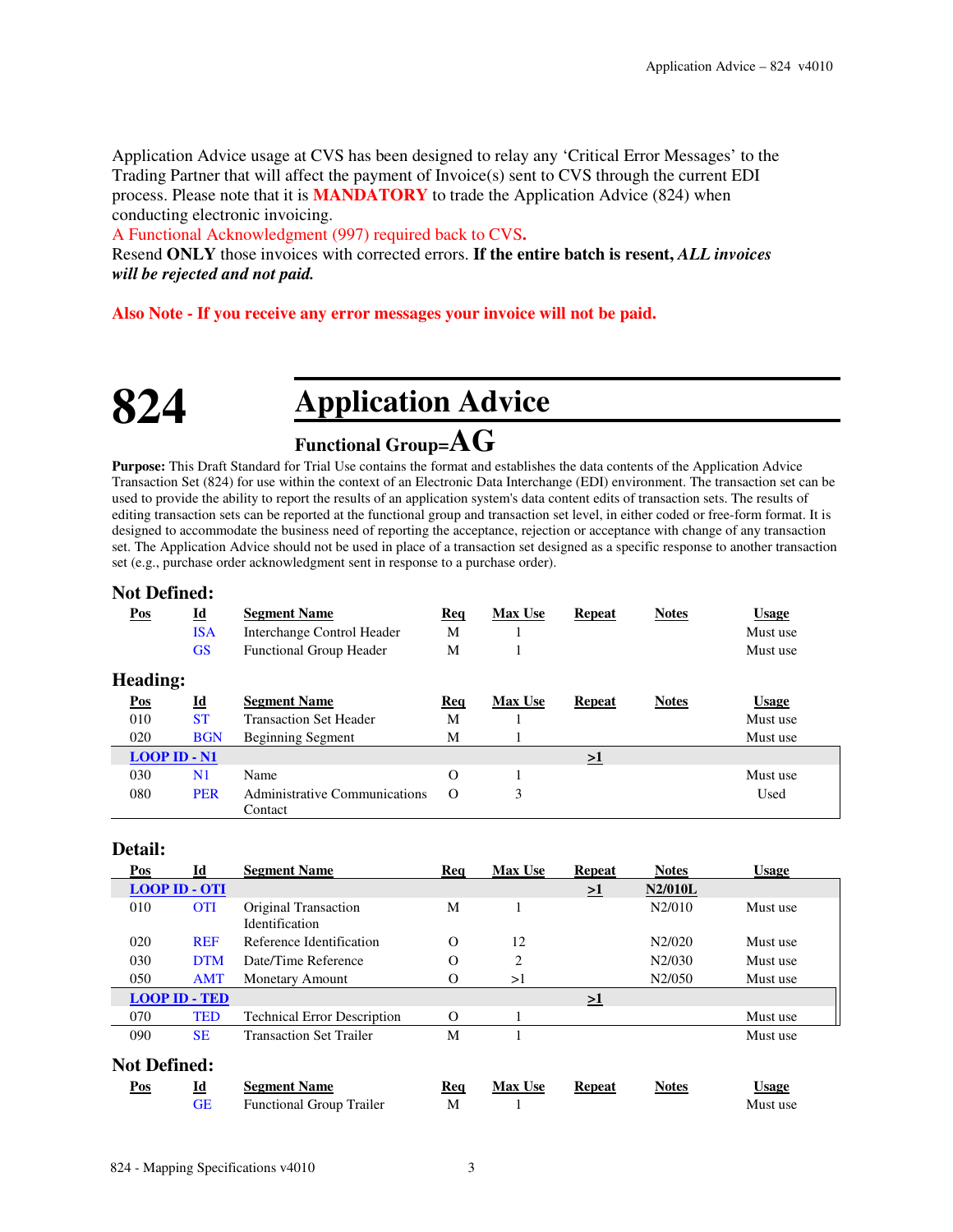Application Advice usage at CVS has been designed to relay any 'Critical Error Messages' to the Trading Partner that will affect the payment of Invoice(s) sent to CVS through the current EDI process. Please note that it is **MANDATORY** to trade the Application Advice (824) when conducting electronic invoicing.

A Functional Acknowledgment (997) required back to CVS**.**

Resend **ONLY** those invoices with corrected errors. **If the entire batch is resent,** ***ALL invoices will be rejected and not paid.***

**Also Note - If you receive any error messages your invoice will not be paid.**

# 824 Application Advice

### Functional Group=AG

**Purpose:** This Draft Standard for Trial Use contains the format and establishes the data contents of the Application Advice Transaction Set (824) for use within the context of an Electronic Data Interchange (EDI) environment. The transaction set can be used to provide the ability to report the results of an application system's data content edits of transaction sets. The results of editing transaction sets can be reported at the functional group and transaction set level, in either coded or free-form format. It is designed to accommodate the business need of reporting the acceptance, rejection or acceptance with change of any transaction set. The Application Advice should not be used in place of a transaction set designed as a specific response to another transaction set (e.g., purchase order acknowledgment sent in response to a purchase order).

### Not Defined:

| Pos | Id | Segment Name | Req | Max Use | Repeat | Notes | Usage |
|---|---|---|---|---|---|---|---|
| | ISA | Interchange Control Header | M | 1 | | | Must use |
| | GS | Functional Group Header | M | 1 | | | Must use |

### Heading:

| Pos | Id | Segment Name | Req | Max Use | Repeat | Notes | Usage |
|---|---|---|---|---|---|---|---|
| 010 | ST | Transaction Set Header | M | 1 | | | Must use |
| 020 | BGN | Beginning Segment | M | 1 | | | Must use |
| **LOOP ID - N1** | | | | | >1 | | |
| 030 | N1 | Name | O | 1 | | | Must use |
| 080 | PER | Administrative Communications Contact | O | 3 | | | Used |

### Detail:

| Pos | Id | Segment Name | Req | Max Use | Repeat | Notes | Usage |
|---|---|---|---|---|---|---|---|
| **LOOP ID - OTI** | | | | | >1 | N2/010L | |
| 010 | OTI | Original Transaction Identification | M | 1 | | N2/010 | Must use |
| 020 | REF | Reference Identification | O | 12 | | N2/020 | Must use |
| 030 | DTM | Date/Time Reference | O | 2 | | N2/030 | Must use |
| 050 | AMT | Monetary Amount | O | >1 | | N2/050 | Must use |
| **LOOP ID - TED** | | | | | >1 | | |
| 070 | TED | Technical Error Description | O | 1 | | | Must use |
| 090 | SE | Transaction Set Trailer | M | 1 | | | Must use |

### Not Defined:

| Pos | Id | Segment Name | Req | Max Use | Repeat | Notes | Usage |
|---|---|---|---|---|---|---|---|
| | GE | Functional Group Trailer | M | 1 | | | Must use |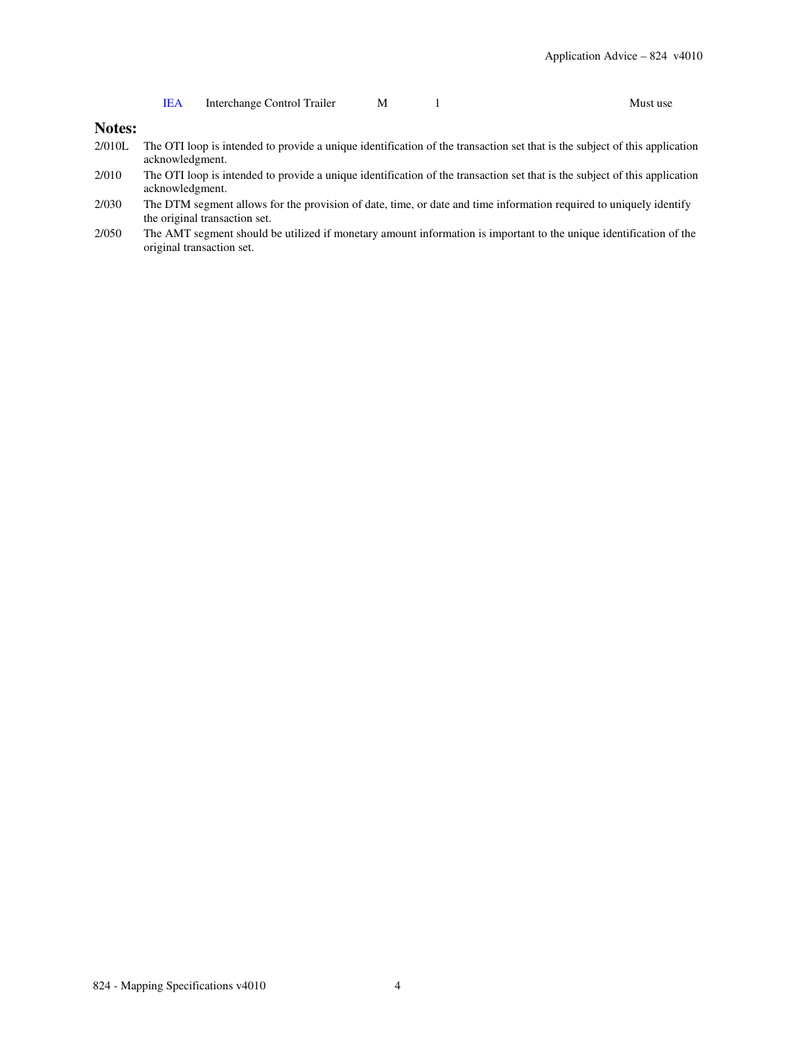| | | | | |
|---|---|---|---|---|
| IEA | Interchange Control Trailer | M | 1 | Must use |

## Notes:

2/010L The OTI loop is intended to provide a unique identification of the transaction set that is the subject of this application acknowledgment.

2/010 The OTI loop is intended to provide a unique identification of the transaction set that is the subject of this application acknowledgment.

2/030 The DTM segment allows for the provision of date, time, or date and time information required to uniquely identify the original transaction set.

2/050 The AMT segment should be utilized if monetary amount information is important to the unique identification of the original transaction set.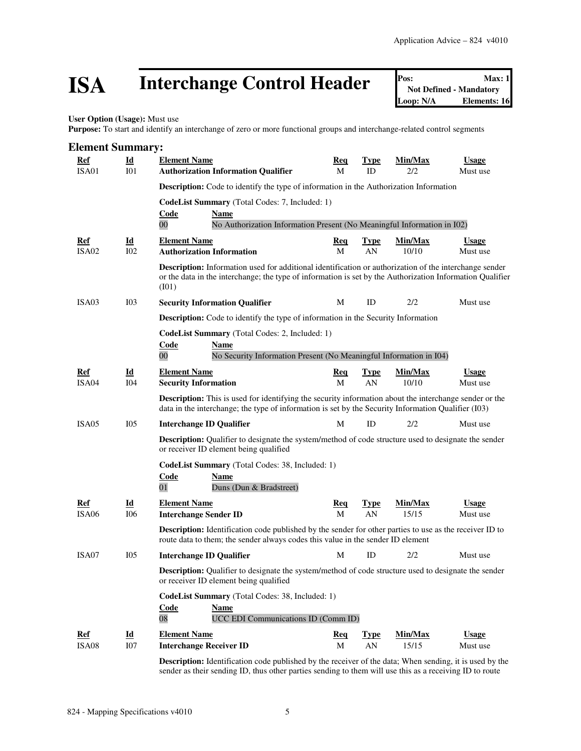# ISA Interchange Control Header

| Pos: | Max: 1 |
|---|---|
| Not Defined - Mandatory | |
| Loop: N/A | Elements: 16 |

**User Option (Usage):** Must use
**Purpose:** To start and identify an interchange of zero or more functional groups and interchange-related control segments

## Element Summary:

| Ref | Id | Element Name | Req | Type | Min/Max | Usage |
|---|---|---|---|---|---|---|
| ISA01 | I01 | **Authorization Information Qualifier** | M | ID | 2/2 | Must use |

**Description:** Code to identify the type of information in the Authorization Information

**CodeList Summary** (Total Codes: 7, Included: 1)

| Code | Name |
|---|---|
| 00 | No Authorization Information Present (No Meaningful Information in I02) |

| Ref | Id | Element Name | Req | Type | Min/Max | Usage |
|---|---|---|---|---|---|---|
| ISA02 | I02 | **Authorization Information** | M | AN | 10/10 | Must use |

**Description:** Information used for additional identification or authorization of the interchange sender or the data in the interchange; the type of information is set by the Authorization Information Qualifier (I01)

| Ref | Id | Element Name | Req | Type | Min/Max | Usage |
|---|---|---|---|---|---|---|
| ISA03 | I03 | **Security Information Qualifier** | M | ID | 2/2 | Must use |

**Description:** Code to identify the type of information in the Security Information

**CodeList Summary** (Total Codes: 2, Included: 1)

| Code | Name |
|---|---|
| 00 | No Security Information Present (No Meaningful Information in I04) |

| Ref | Id | Element Name | Req | Type | Min/Max | Usage |
|---|---|---|---|---|---|---|
| ISA04 | I04 | **Security Information** | M | AN | 10/10 | Must use |

**Description:** This is used for identifying the security information about the interchange sender or the data in the interchange; the type of information is set by the Security Information Qualifier (I03)

| Ref | Id | Element Name | Req | Type | Min/Max | Usage |
|---|---|---|---|---|---|---|
| ISA05 | I05 | **Interchange ID Qualifier** | M | ID | 2/2 | Must use |

**Description:** Qualifier to designate the system/method of code structure used to designate the sender or receiver ID element being qualified

**CodeList Summary** (Total Codes: 38, Included: 1)

| Code | Name |
|---|---|
| 01 | Duns (Dun & Bradstreet) |

| Ref | Id | Element Name | Req | Type | Min/Max | Usage |
|---|---|---|---|---|---|---|
| ISA06 | I06 | **Interchange Sender ID** | M | AN | 15/15 | Must use |

**Description:** Identification code published by the sender for other parties to use as the receiver ID to route data to them; the sender always codes this value in the sender ID element

| Ref | Id | Element Name | Req | Type | Min/Max | Usage |
|---|---|---|---|---|---|---|
| ISA07 | I05 | **Interchange ID Qualifier** | M | ID | 2/2 | Must use |

**Description:** Qualifier to designate the system/method of code structure used to designate the sender or receiver ID element being qualified

**CodeList Summary** (Total Codes: 38, Included: 1)

| Code | Name |
|---|---|
| 08 | UCC EDI Communications ID (Comm ID) |

| Ref | Id | Element Name | Req | Type | Min/Max | Usage |
|---|---|---|---|---|---|---|
| ISA08 | I07 | **Interchange Receiver ID** | M | AN | 15/15 | Must use |

**Description:** Identification code published by the receiver of the data; When sending, it is used by the sender as their sending ID, thus other parties sending to them will use this as a receiving ID to route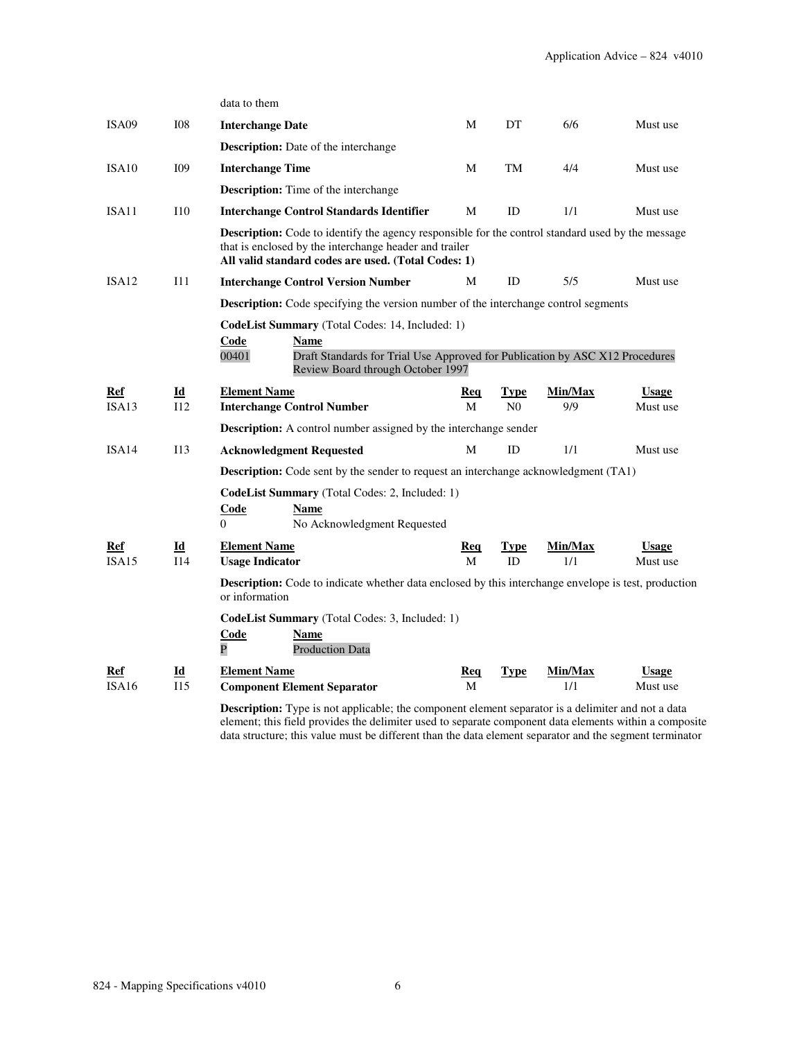data to them

| Ref | Id | Element Name | Req | Type | Min/Max | Usage |
|---|---|---|---|---|---|---|
| ISA09 | I08 | **Interchange Date** | M | DT | 6/6 | Must use |

**Description:** Date of the interchange

| Ref | Id | Element Name | Req | Type | Min/Max | Usage |
|---|---|---|---|---|---|---|
| ISA10 | I09 | **Interchange Time** | M | TM | 4/4 | Must use |

**Description:** Time of the interchange

| Ref | Id | Element Name | Req | Type | Min/Max | Usage |
|---|---|---|---|---|---|---|
| ISA11 | I10 | **Interchange Control Standards Identifier** | M | ID | 1/1 | Must use |

**Description:** Code to identify the agency responsible for the control standard used by the message that is enclosed by the interchange header and trailer
**All valid standard codes are used. (Total Codes: 1)**

| Ref | Id | Element Name | Req | Type | Min/Max | Usage |
|---|---|---|---|---|---|---|
| ISA12 | I11 | **Interchange Control Version Number** | M | ID | 5/5 | Must use |

**Description:** Code specifying the version number of the interchange control segments

**CodeList Summary** (Total Codes: 14, Included: 1)

| Code | Name |
|---|---|
| 00401 | Draft Standards for Trial Use Approved for Publication by ASC X12 Procedures Review Board through October 1997 |

| Ref | Id | Element Name | Req | Type | Min/Max | Usage |
|---|---|---|---|---|---|---|
| ISA13 | I12 | **Interchange Control Number** | M | N0 | 9/9 | Must use |

**Description:** A control number assigned by the interchange sender

| Ref | Id | Element Name | Req | Type | Min/Max | Usage |
|---|---|---|---|---|---|---|
| ISA14 | I13 | **Acknowledgment Requested** | M | ID | 1/1 | Must use |

**Description:** Code sent by the sender to request an interchange acknowledgment (TA1)

**CodeList Summary** (Total Codes: 2, Included: 1)

| Code | Name |
|---|---|
| 0 | No Acknowledgment Requested |

| Ref | Id | Element Name | Req | Type | Min/Max | Usage |
|---|---|---|---|---|---|---|
| ISA15 | I14 | **Usage Indicator** | M | ID | 1/1 | Must use |

**Description:** Code to indicate whether data enclosed by this interchange envelope is test, production or information

**CodeList Summary** (Total Codes: 3, Included: 1)

| Code | Name |
|---|---|
| P | Production Data |

| Ref | Id | Element Name | Req | Type | Min/Max | Usage |
|---|---|---|---|---|---|---|
| ISA16 | I15 | **Component Element Separator** | M | | 1/1 | Must use |

**Description:** Type is not applicable; the component element separator is a delimiter and not a data element; this field provides the delimiter used to separate component data elements within a composite data structure; this value must be different than the data element separator and the segment terminator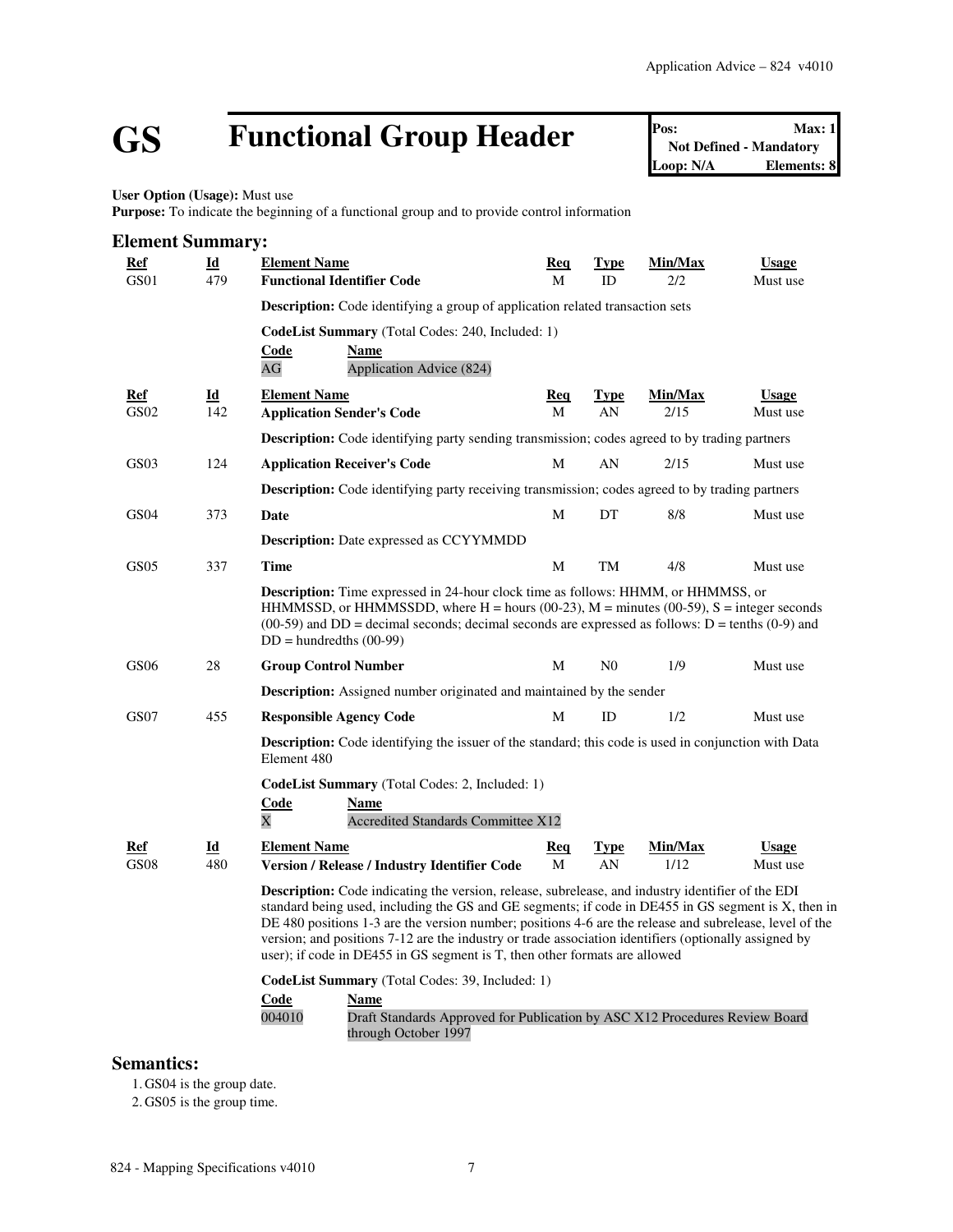# GS Functional Group Header

| Pos: | Max: 1 |
|---|---|
| Not Defined - Mandatory | |
| Loop: N/A | Elements: 8 |

**User Option (Usage):** Must use
**Purpose:** To indicate the beginning of a functional group and to provide control information

## Element Summary:

| Ref | Id | Element Name | Req | Type | Min/Max | Usage |
|---|---|---|---|---|---|---|
| GS01 | 479 | **Functional Identifier Code** | M | ID | 2/2 | Must use |

**Description:** Code identifying a group of application related transaction sets

**CodeList Summary** (Total Codes: 240, Included: 1)

| Code | Name |
|---|---|
| AG | Application Advice (824) |

| Ref | Id | Element Name | Req | Type | Min/Max | Usage |
|---|---|---|---|---|---|---|
| GS02 | 142 | **Application Sender's Code** | M | AN | 2/15 | Must use |

**Description:** Code identifying party sending transmission; codes agreed to by trading partners

| Ref | Id | Element Name | Req | Type | Min/Max | Usage |
|---|---|---|---|---|---|---|
| GS03 | 124 | **Application Receiver's Code** | M | AN | 2/15 | Must use |

**Description:** Code identifying party receiving transmission; codes agreed to by trading partners

| Ref | Id | Element Name | Req | Type | Min/Max | Usage |
|---|---|---|---|---|---|---|
| GS04 | 373 | **Date** | M | DT | 8/8 | Must use |

**Description:** Date expressed as CCYYMMDD

| Ref | Id | Element Name | Req | Type | Min/Max | Usage |
|---|---|---|---|---|---|---|
| GS05 | 337 | **Time** | M | TM | 4/8 | Must use |

**Description:** Time expressed in 24-hour clock time as follows: HHMM, or HHMMSS, or HHMMSSD, or HHMMSSDD, where H = hours (00-23), M = minutes (00-59), S = integer seconds (00-59) and DD = decimal seconds; decimal seconds are expressed as follows: D = tenths (0-9) and DD = hundredths (00-99)

| Ref | Id | Element Name | Req | Type | Min/Max | Usage |
|---|---|---|---|---|---|---|
| GS06 | 28 | **Group Control Number** | M | N0 | 1/9 | Must use |

**Description:** Assigned number originated and maintained by the sender

| Ref | Id | Element Name | Req | Type | Min/Max | Usage |
|---|---|---|---|---|---|---|
| GS07 | 455 | **Responsible Agency Code** | M | ID | 1/2 | Must use |

**Description:** Code identifying the issuer of the standard; this code is used in conjunction with Data Element 480

**CodeList Summary** (Total Codes: 2, Included: 1)

| Code | Name |
|---|---|
| X | Accredited Standards Committee X12 |

| Ref | Id | Element Name | Req | Type | Min/Max | Usage |
|---|---|---|---|---|---|---|
| GS08 | 480 | **Version / Release / Industry Identifier Code** | M | AN | 1/12 | Must use |

**Description:** Code indicating the version, release, subrelease, and industry identifier of the EDI standard being used, including the GS and GE segments; if code in DE455 in GS segment is X, then in DE 480 positions 1-3 are the version number; positions 4-6 are the release and subrelease, level of the version; and positions 7-12 are the industry or trade association identifiers (optionally assigned by user); if code in DE455 in GS segment is T, then other formats are allowed

**CodeList Summary** (Total Codes: 39, Included: 1)

| Code | Name |
|---|---|
| 004010 | Draft Standards Approved for Publication by ASC X12 Procedures Review Board through October 1997 |

## Semantics:

1. GS04 is the group date.
2. GS05 is the group time.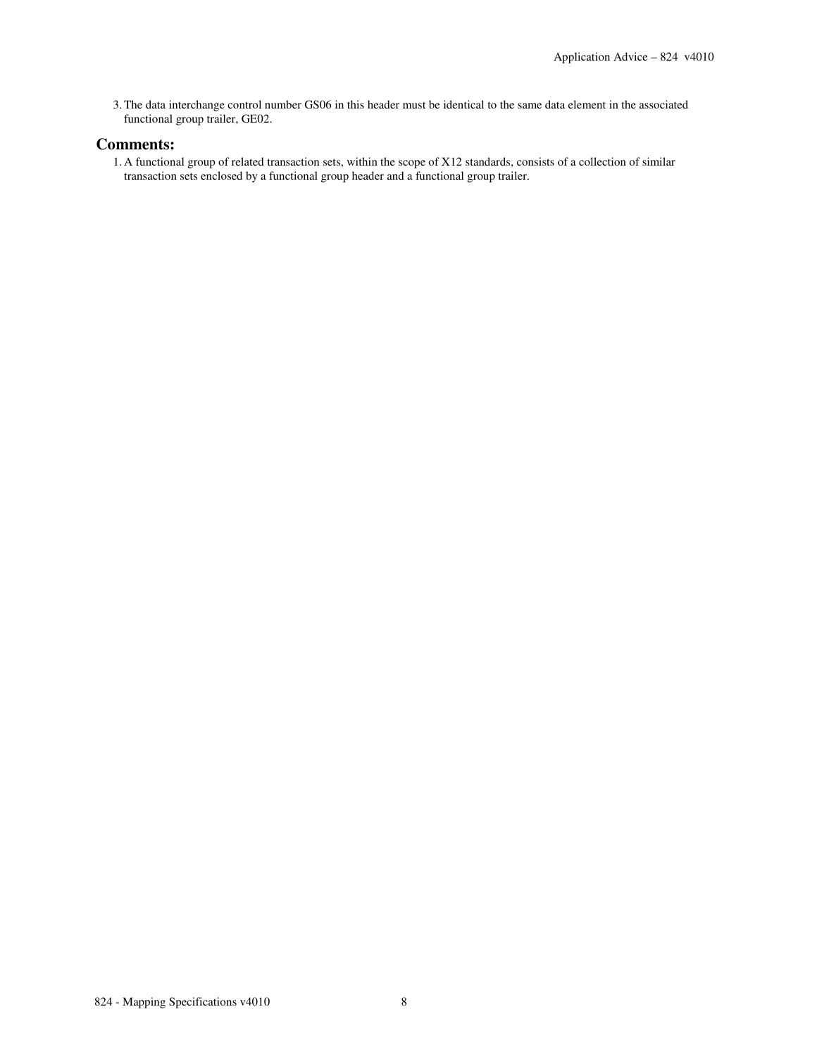3. The data interchange control number GS06 in this header must be identical to the same data element in the associated functional group trailer, GE02.

## Comments:

1. A functional group of related transaction sets, within the scope of X12 standards, consists of a collection of similar transaction sets enclosed by a functional group header and a functional group trailer.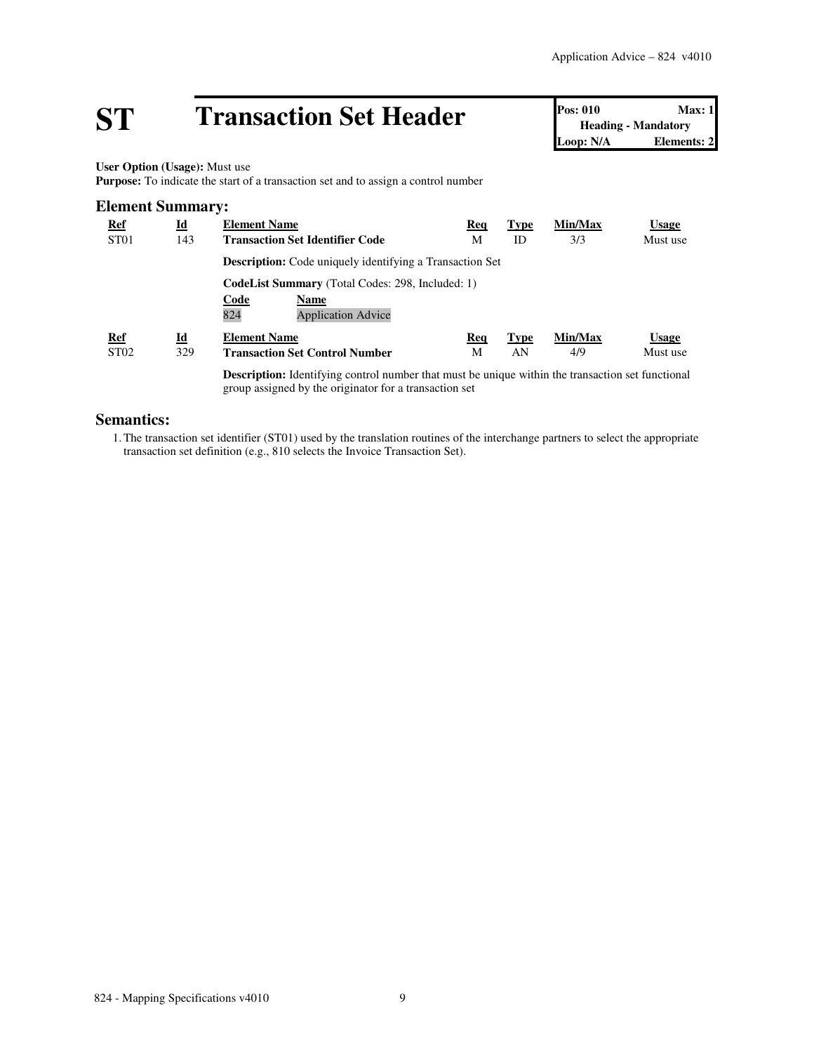# ST Transaction Set Header

| Pos: 010 | Max: 1 |
|---|---|
| Heading - Mandatory | |
| Loop: N/A | Elements: 2 |

**User Option (Usage):** Must use
**Purpose:** To indicate the start of a transaction set and to assign a control number

## Element Summary:

| Ref | Id | Element Name | Req | Type | Min/Max | Usage |
|---|---|---|---|---|---|---|
| ST01 | 143 | **Transaction Set Identifier Code** | M | ID | 3/3 | Must use |

**Description:** Code uniquely identifying a Transaction Set

**CodeList Summary** (Total Codes: 298, Included: 1)

| Code | Name |
|---|---|
| 824 | Application Advice |

| Ref | Id | Element Name | Req | Type | Min/Max | Usage |
|---|---|---|---|---|---|---|
| ST02 | 329 | **Transaction Set Control Number** | M | AN | 4/9 | Must use |

**Description:** Identifying control number that must be unique within the transaction set functional group assigned by the originator for a transaction set

## Semantics:

1. The transaction set identifier (ST01) used by the translation routines of the interchange partners to select the appropriate transaction set definition (e.g., 810 selects the Invoice Transaction Set).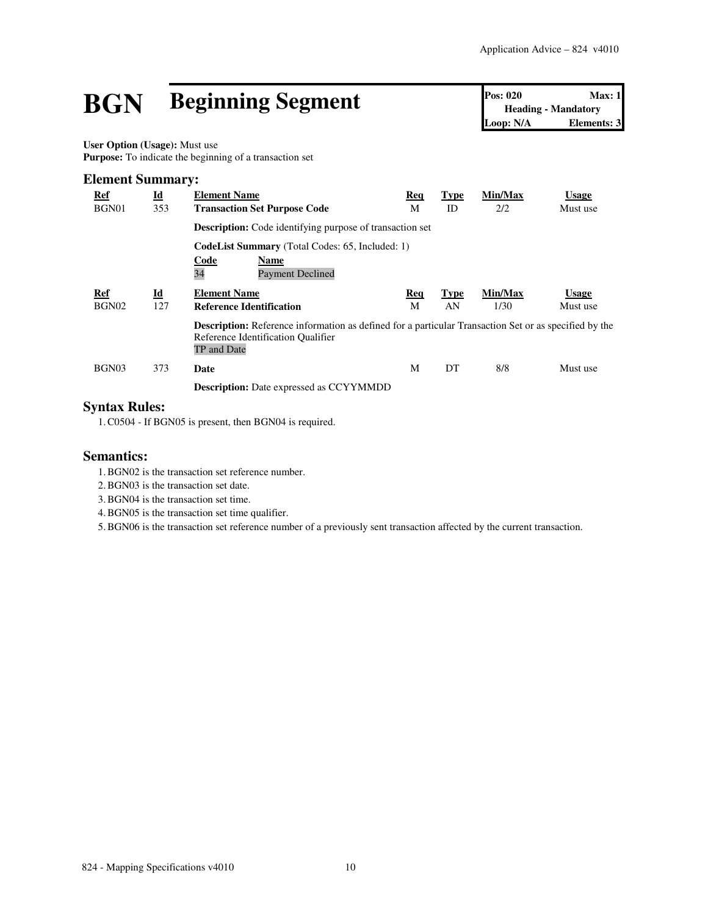# BGN Beginning Segment

| Pos: 020 | Max: 1 |
| --- | --- |
| Heading - Mandatory | |
| Loop: N/A | Elements: 3 |

**User Option (Usage):** Must use
**Purpose:** To indicate the beginning of a transaction set

## Element Summary:

| Ref | Id | Element Name | Req | Type | Min/Max | Usage |
| --- | --- | --- | --- | --- | --- | --- |
| BGN01 | 353 | **Transaction Set Purpose Code** | M | ID | 2/2 | Must use |

**Description:** Code identifying purpose of transaction set

**CodeList Summary** (Total Codes: 65, Included: 1)

| Code | Name |
| --- | --- |
| 34 | Payment Declined |

| Ref | Id | Element Name | Req | Type | Min/Max | Usage |
| --- | --- | --- | --- | --- | --- | --- |
| BGN02 | 127 | **Reference Identification** | M | AN | 1/30 | Must use |

**Description:** Reference information as defined for a particular Transaction Set or as specified by the Reference Identification Qualifier
TP and Date

| Ref | Id | Element Name | Req | Type | Min/Max | Usage |
| --- | --- | --- | --- | --- | --- | --- |
| BGN03 | 373 | **Date** | M | DT | 8/8 | Must use |

**Description:** Date expressed as CCYYMMDD

## Syntax Rules:

1. C0504 - If BGN05 is present, then BGN04 is required.

## Semantics:

1. BGN02 is the transaction set reference number.
2. BGN03 is the transaction set date.
3. BGN04 is the transaction set time.
4. BGN05 is the transaction set time qualifier.
5. BGN06 is the transaction set reference number of a previously sent transaction affected by the current transaction.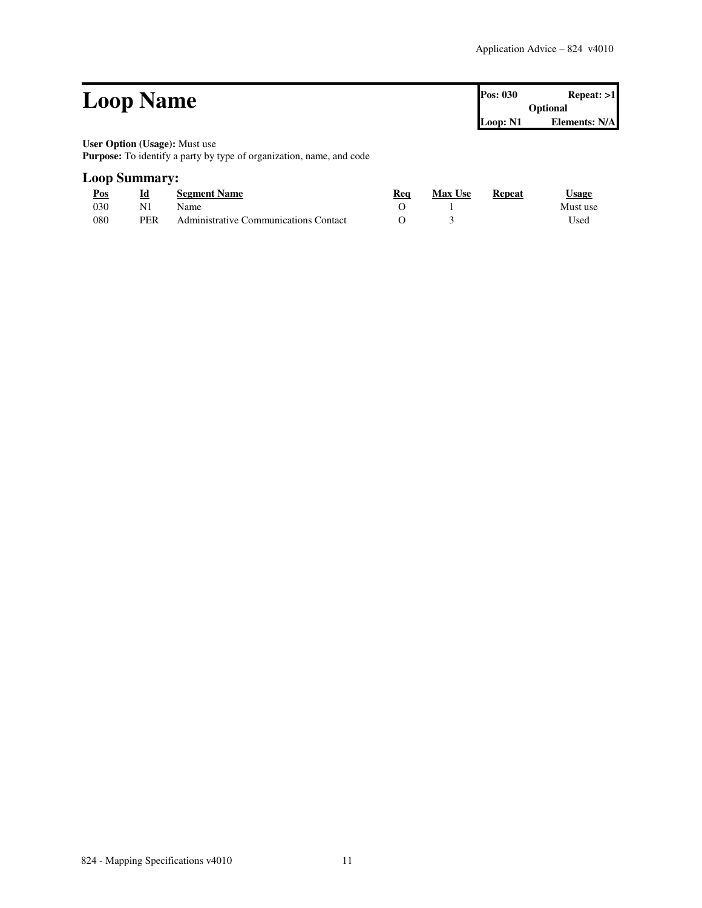# Loop Name

| Pos: 030 | Repeat: >1 |
| --- | --- |
| Optional | |
| Loop: N1 | Elements: N/A |

**User Option (Usage):** Must use
**Purpose:** To identify a party by type of organization, name, and code

## Loop Summary:

| Pos | Id | Segment Name | Req | Max Use | Repeat | Usage |
| --- | --- | --- | --- | --- | --- | --- |
| 030 | N1 | Name | O | 1 | | Must use |
| 080 | PER | Administrative Communications Contact | O | 3 | | Used |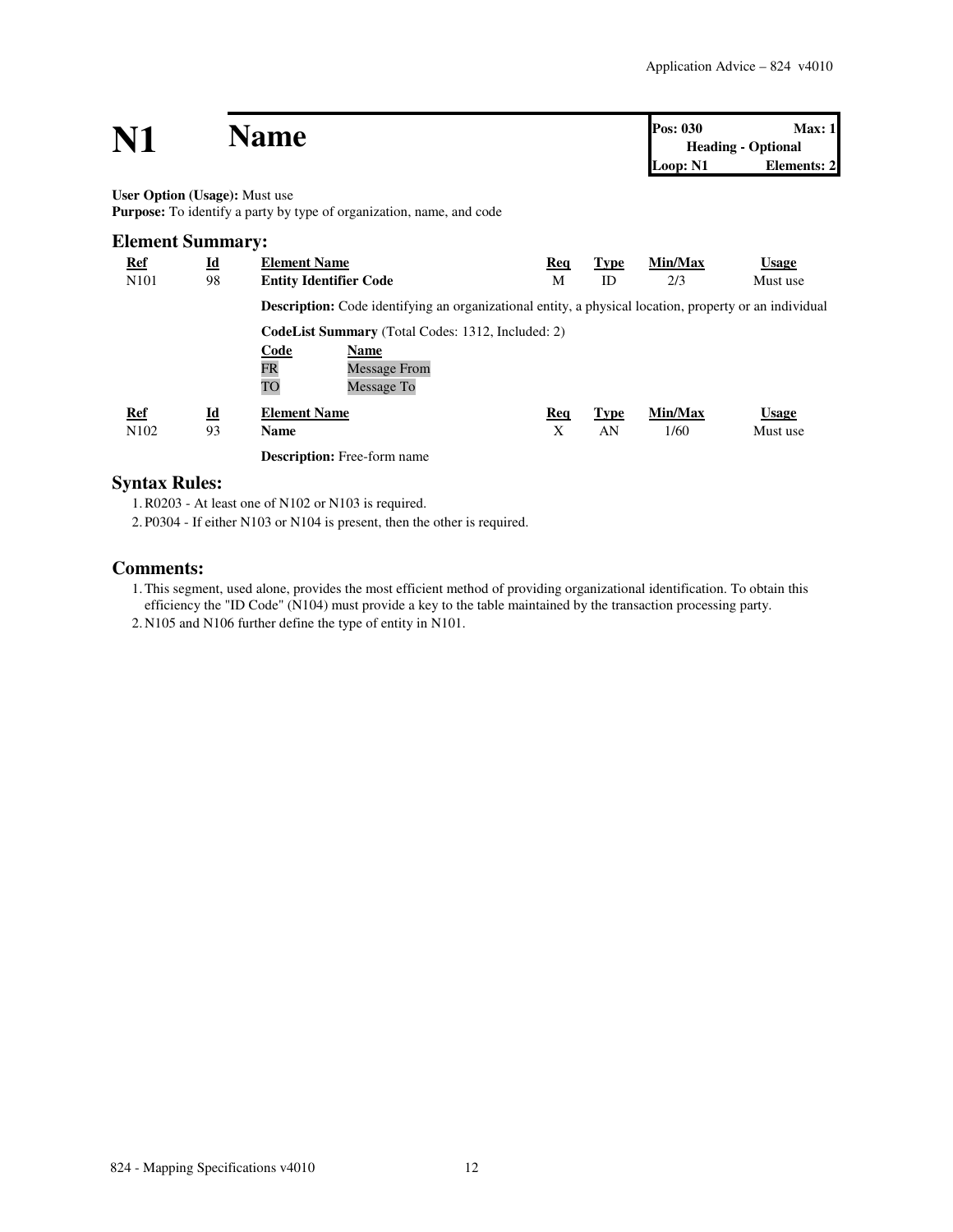# N1 Name

| Pos: 030 | Max: 1 |
|---|---|
| Heading - Optional | |
| Loop: N1 | Elements: 2 |

**User Option (Usage):** Must use
**Purpose:** To identify a party by type of organization, name, and code

## Element Summary:

| Ref | Id | Element Name | Req | Type | Min/Max | Usage |
|---|---|---|---|---|---|---|
| N101 | 98 | **Entity Identifier Code** | M | ID | 2/3 | Must use |

**Description:** Code identifying an organizational entity, a physical location, property or an individual

**CodeList Summary** (Total Codes: 1312, Included: 2)

| Code | Name |
|---|---|
| FR | Message From |
| TO | Message To |

| Ref | Id | Element Name | Req | Type | Min/Max | Usage |
|---|---|---|---|---|---|---|
| N102 | 93 | **Name** | X | AN | 1/60 | Must use |

**Description:** Free-form name

## Syntax Rules:

1. R0203 - At least one of N102 or N103 is required.
2. P0304 - If either N103 or N104 is present, then the other is required.

## Comments:

1. This segment, used alone, provides the most efficient method of providing organizational identification. To obtain this efficiency the "ID Code" (N104) must provide a key to the table maintained by the transaction processing party.
2. N105 and N106 further define the type of entity in N101.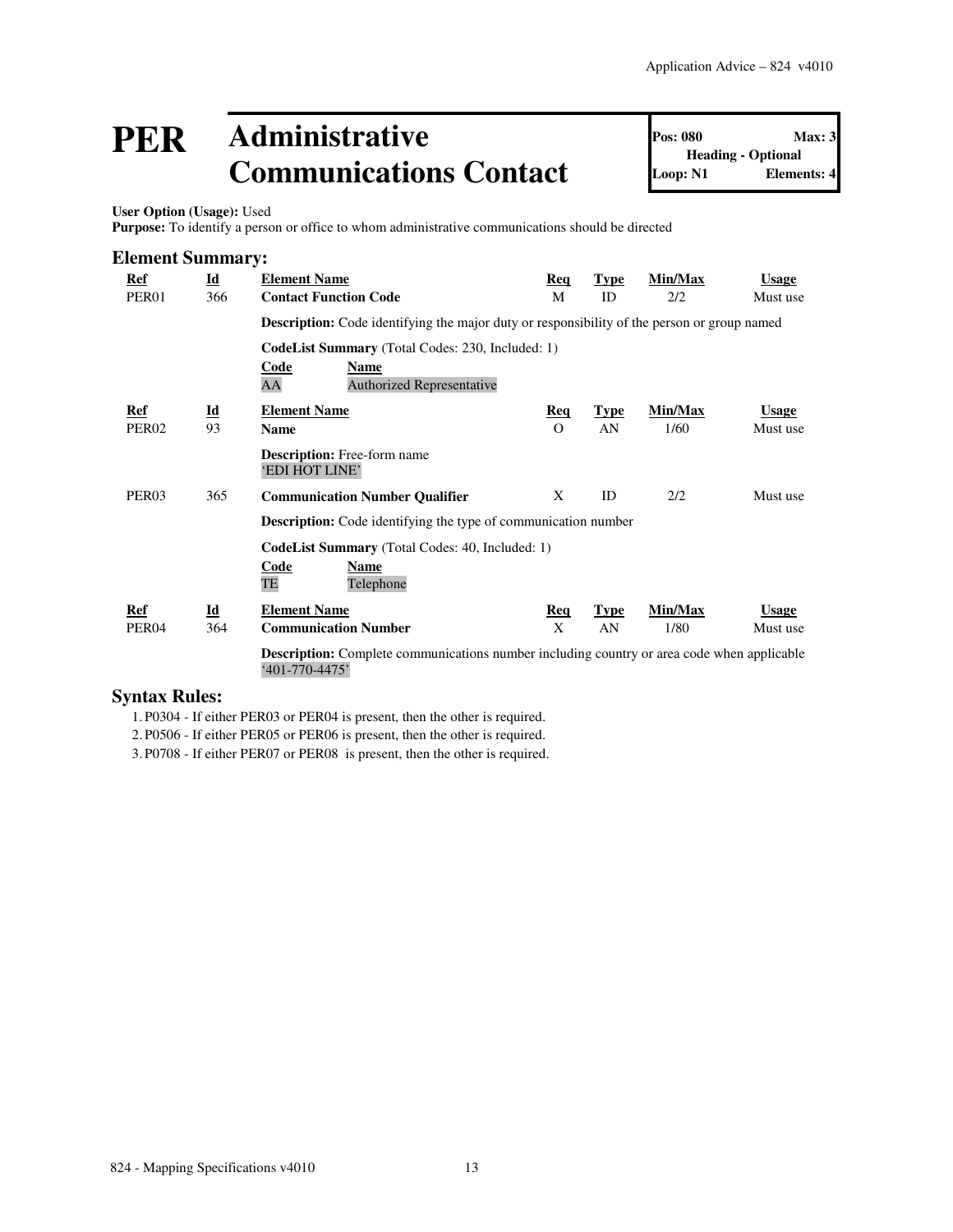# PER Administrative Communications Contact

**Pos: 080** | **Max: 3**
**Heading - Optional**
**Loop: N1** | **Elements: 4**

**User Option (Usage):** Used
**Purpose:** To identify a person or office to whom administrative communications should be directed

## Element Summary:

| Ref | Id | Element Name | Req | Type | Min/Max | Usage |
|---|---|---|---|---|---|---|
| PER01 | 366 | **Contact Function Code** | M | ID | 2/2 | Must use |

**Description:** Code identifying the major duty or responsibility of the person or group named

**CodeList Summary** (Total Codes: 230, Included: 1)

| Code | Name |
|---|---|
| AA | Authorized Representative |

| Ref | Id | Element Name | Req | Type | Min/Max | Usage |
|---|---|---|---|---|---|---|
| PER02 | 93 | **Name** | O | AN | 1/60 | Must use |

**Description:** Free-form name
'EDI HOT LINE'

| Ref | Id | Element Name | Req | Type | Min/Max | Usage |
|---|---|---|---|---|---|---|
| PER03 | 365 | **Communication Number Qualifier** | X | ID | 2/2 | Must use |

**Description:** Code identifying the type of communication number

**CodeList Summary** (Total Codes: 40, Included: 1)

| Code | Name |
|---|---|
| TE | Telephone |

| Ref | Id | Element Name | Req | Type | Min/Max | Usage |
|---|---|---|---|---|---|---|
| PER04 | 364 | **Communication Number** | X | AN | 1/80 | Must use |

**Description:** Complete communications number including country or area code when applicable
'401-770-4475'

## Syntax Rules:

1. P0304 - If either PER03 or PER04 is present, then the other is required.
2. P0506 - If either PER05 or PER06 is present, then the other is required.
3. P0708 - If either PER07 or PER08 is present, then the other is required.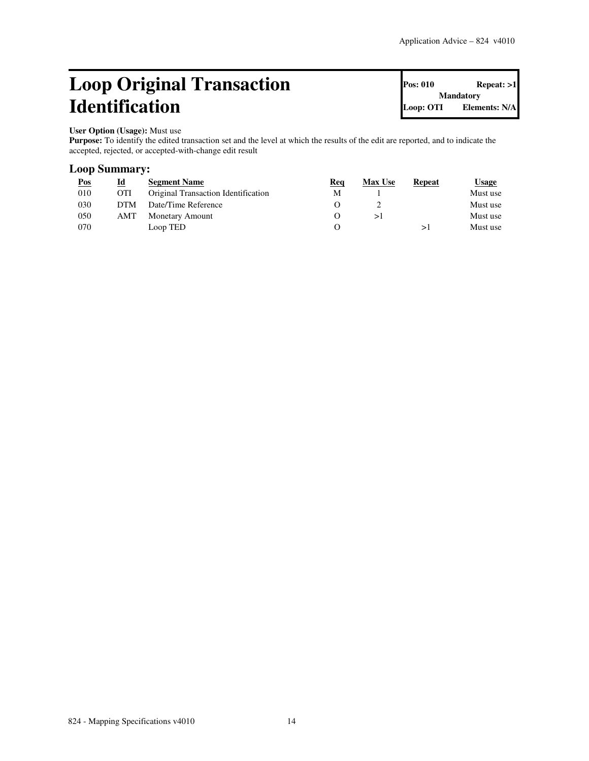# Loop Original Transaction Identification

| Pos: 010 | Repeat: >1 |
| --- | --- |
| Mandatory | |
| Loop: OTI | Elements: N/A |

**User Option (Usage):** Must use
**Purpose:** To identify the edited transaction set and the level at which the results of the edit are reported, and to indicate the accepted, rejected, or accepted-with-change edit result

## Loop Summary:

| Pos | Id | Segment Name | Req | Max Use | Repeat | Usage |
| --- | --- | --- | --- | --- | --- | --- |
| 010 | OTI | Original Transaction Identification | M | 1 | | Must use |
| 030 | DTM | Date/Time Reference | O | 2 | | Must use |
| 050 | AMT | Monetary Amount | O | >1 | | Must use |
| 070 | | Loop TED | O | | >1 | Must use |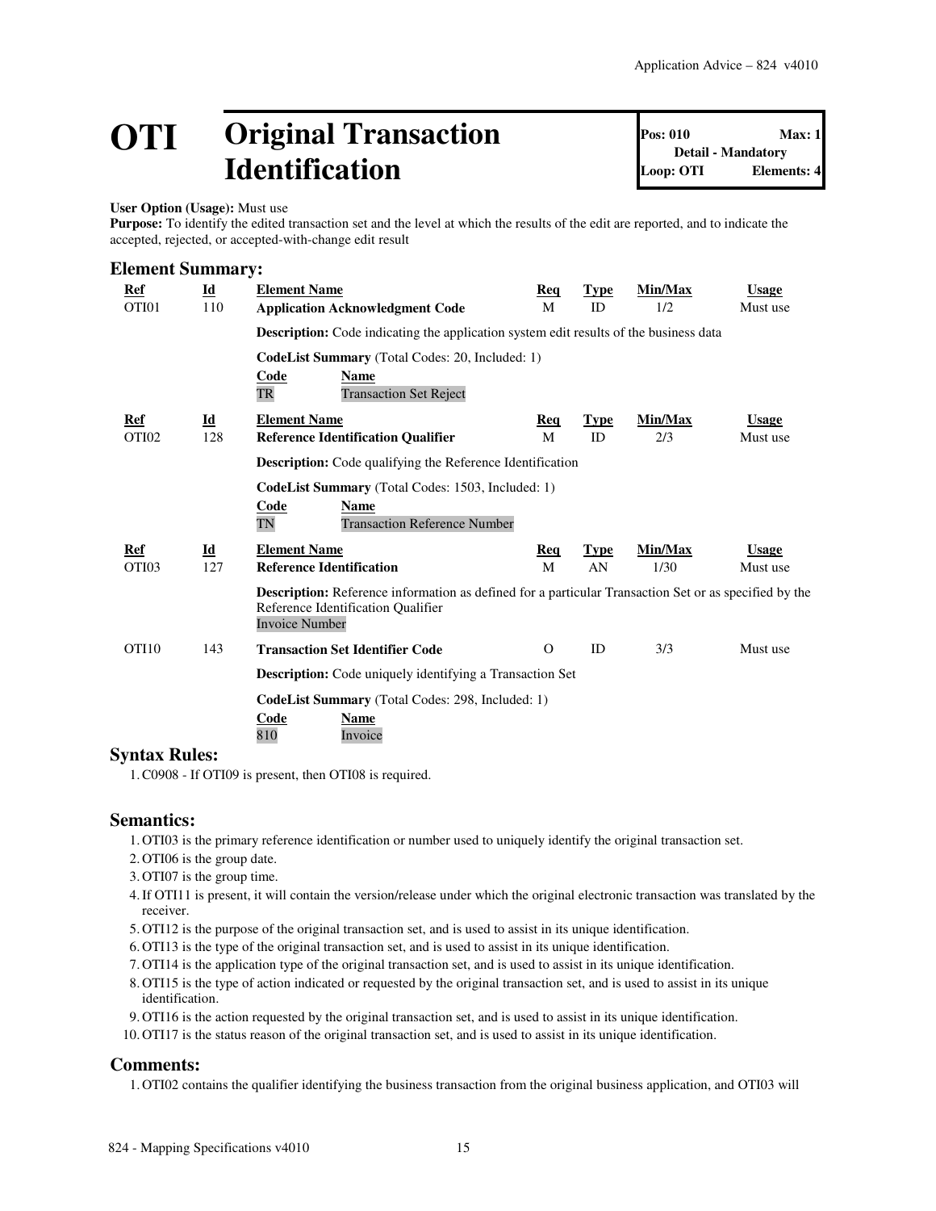# OTI Original Transaction Identification

**Pos: 010** **Max: 1**
**Detail - Mandatory**
**Loop: OTI** **Elements: 4**

**User Option (Usage):** Must use
**Purpose:** To identify the edited transaction set and the level at which the results of the edit are reported, and to indicate the accepted, rejected, or accepted-with-change edit result

## Element Summary:

| Ref | Id | Element Name | Req | Type | Min/Max | Usage |
|---|---|---|---|---|---|---|
| OTI01 | 110 | **Application Acknowledgment Code** | M | ID | 1/2 | Must use |

**Description:** Code indicating the application system edit results of the business data

**CodeList Summary** (Total Codes: 20, Included: 1)

| Code | Name |
|---|---|
| TR | Transaction Set Reject |

| Ref | Id | Element Name | Req | Type | Min/Max | Usage |
|---|---|---|---|---|---|---|
| OTI02 | 128 | **Reference Identification Qualifier** | M | ID | 2/3 | Must use |

**Description:** Code qualifying the Reference Identification

**CodeList Summary** (Total Codes: 1503, Included: 1)

| Code | Name |
|---|---|
| TN | Transaction Reference Number |

| Ref | Id | Element Name | Req | Type | Min/Max | Usage |
|---|---|---|---|---|---|---|
| OTI03 | 127 | **Reference Identification** | M | AN | 1/30 | Must use |

**Description:** Reference information as defined for a particular Transaction Set or as specified by the Reference Identification Qualifier
Invoice Number

| Ref | Id | Element Name | Req | Type | Min/Max | Usage |
|---|---|---|---|---|---|---|
| OTI10 | 143 | **Transaction Set Identifier Code** | O | ID | 3/3 | Must use |

**Description:** Code uniquely identifying a Transaction Set

**CodeList Summary** (Total Codes: 298, Included: 1)

| Code | Name |
|---|---|
| 810 | Invoice |

## Syntax Rules:

1. C0908 - If OTI09 is present, then OTI08 is required.

## Semantics:

1. OTI03 is the primary reference identification or number used to uniquely identify the original transaction set.
2. OTI06 is the group date.
3. OTI07 is the group time.
4. If OTI11 is present, it will contain the version/release under which the original electronic transaction was translated by the receiver.
5. OTI12 is the purpose of the original transaction set, and is used to assist in its unique identification.
6. OTI13 is the type of the original transaction set, and is used to assist in its unique identification.
7. OTI14 is the application type of the original transaction set, and is used to assist in its unique identification.
8. OTI15 is the type of action indicated or requested by the original transaction set, and is used to assist in its unique identification.
9. OTI16 is the action requested by the original transaction set, and is used to assist in its unique identification.
10. OTI17 is the status reason of the original transaction set, and is used to assist in its unique identification.

## Comments:

1. OTI02 contains the qualifier identifying the business transaction from the original business application, and OTI03 will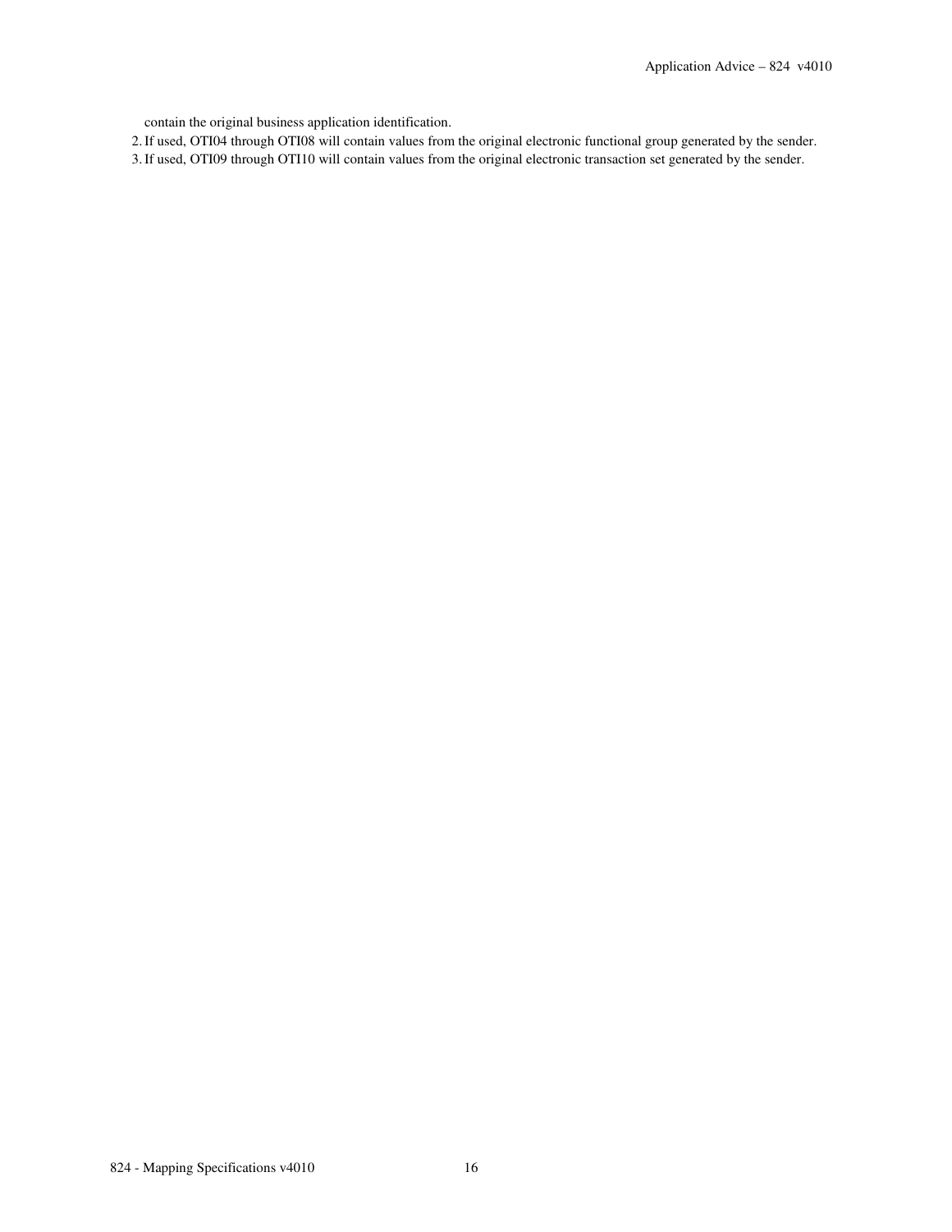contain the original business application identification.

2. If used, OTI04 through OTI08 will contain values from the original electronic functional group generated by the sender.
3. If used, OTI09 through OTI10 will contain values from the original electronic transaction set generated by the sender.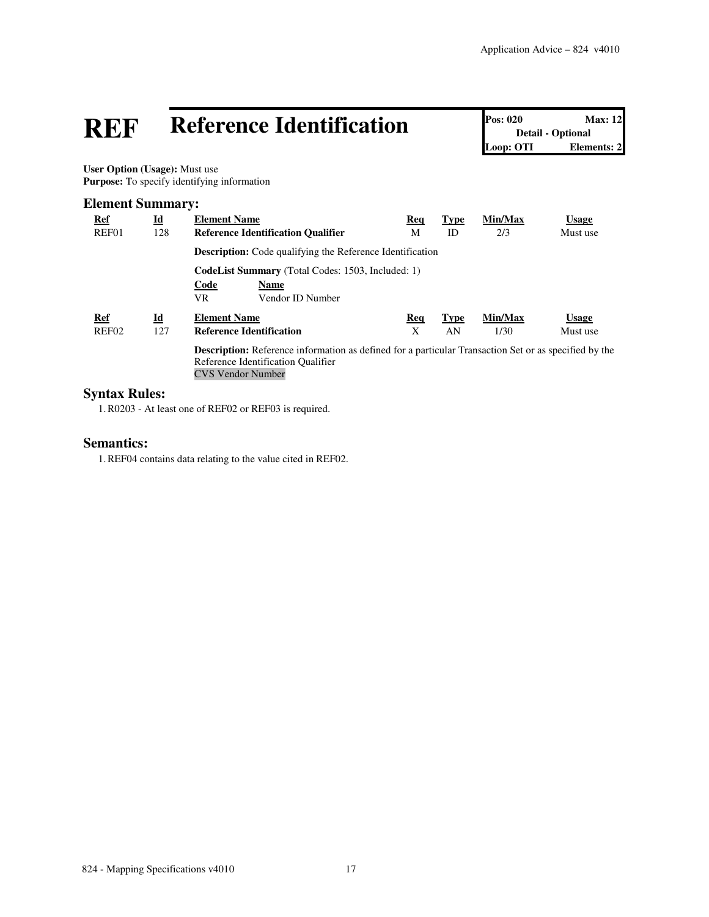# REF Reference Identification

| Pos: 020 | Max: 12 |
|---|---|
| Detail - Optional | |
| Loop: OTI | Elements: 2 |

**User Option (Usage):** Must use
**Purpose:** To specify identifying information

## Element Summary:

| Ref | Id | Element Name | Req | Type | Min/Max | Usage |
|---|---|---|---|---|---|---|
| REF01 | 128 | **Reference Identification Qualifier** | M | ID | 2/3 | Must use |

**Description:** Code qualifying the Reference Identification

**CodeList Summary** (Total Codes: 1503, Included: 1)

| Code | Name |
|---|---|
| VR | Vendor ID Number |

| Ref | Id | Element Name | Req | Type | Min/Max | Usage |
|---|---|---|---|---|---|---|
| REF02 | 127 | **Reference Identification** | X | AN | 1/30 | Must use |

**Description:** Reference information as defined for a particular Transaction Set or as specified by the Reference Identification Qualifier
CVS Vendor Number

## Syntax Rules:

1. R0203 - At least one of REF02 or REF03 is required.

## Semantics:

1. REF04 contains data relating to the value cited in REF02.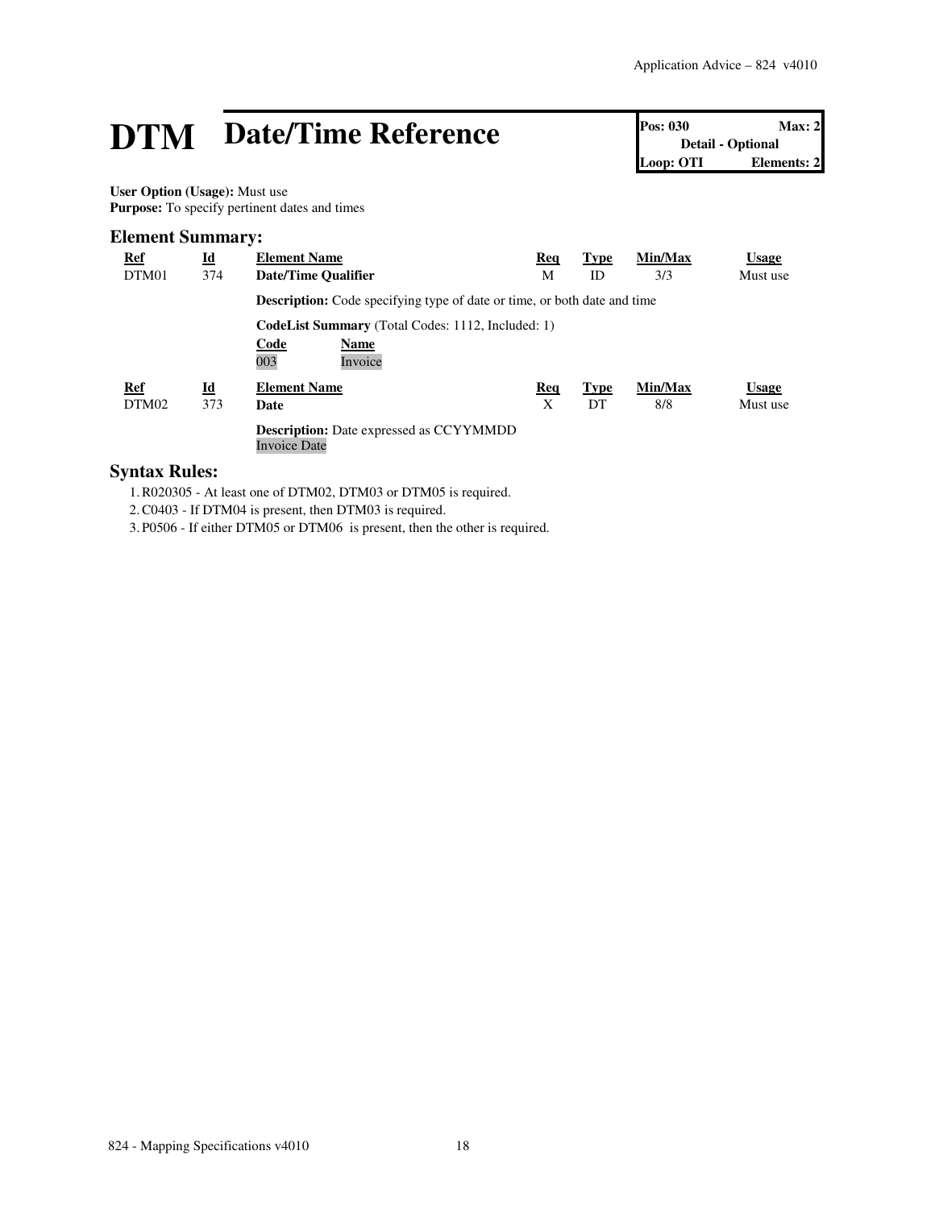# DTM Date/Time Reference

| Pos: 030 | Max: 2 |
| --- | --- |
| Detail - Optional | |
| Loop: OTI | Elements: 2 |

**User Option (Usage):** Must use
**Purpose:** To specify pertinent dates and times

## Element Summary:

| Ref | Id | Element Name | Req | Type | Min/Max | Usage |
| --- | --- | --- | --- | --- | --- | --- |
| DTM01 | 374 | **Date/Time Qualifier** | M | ID | 3/3 | Must use |

**Description:** Code specifying type of date or time, or both date and time

**CodeList Summary** (Total Codes: 1112, Included: 1)

| Code | Name |
| --- | --- |
| 003 | Invoice |

| Ref | Id | Element Name | Req | Type | Min/Max | Usage |
| --- | --- | --- | --- | --- | --- | --- |
| DTM02 | 373 | **Date** | X | DT | 8/8 | Must use |

**Description:** Date expressed as CCYYMMDD
Invoice Date

## Syntax Rules:

1. R020305 - At least one of DTM02, DTM03 or DTM05 is required.
2. C0403 - If DTM04 is present, then DTM03 is required.
3. P0506 - If either DTM05 or DTM06 is present, then the other is required.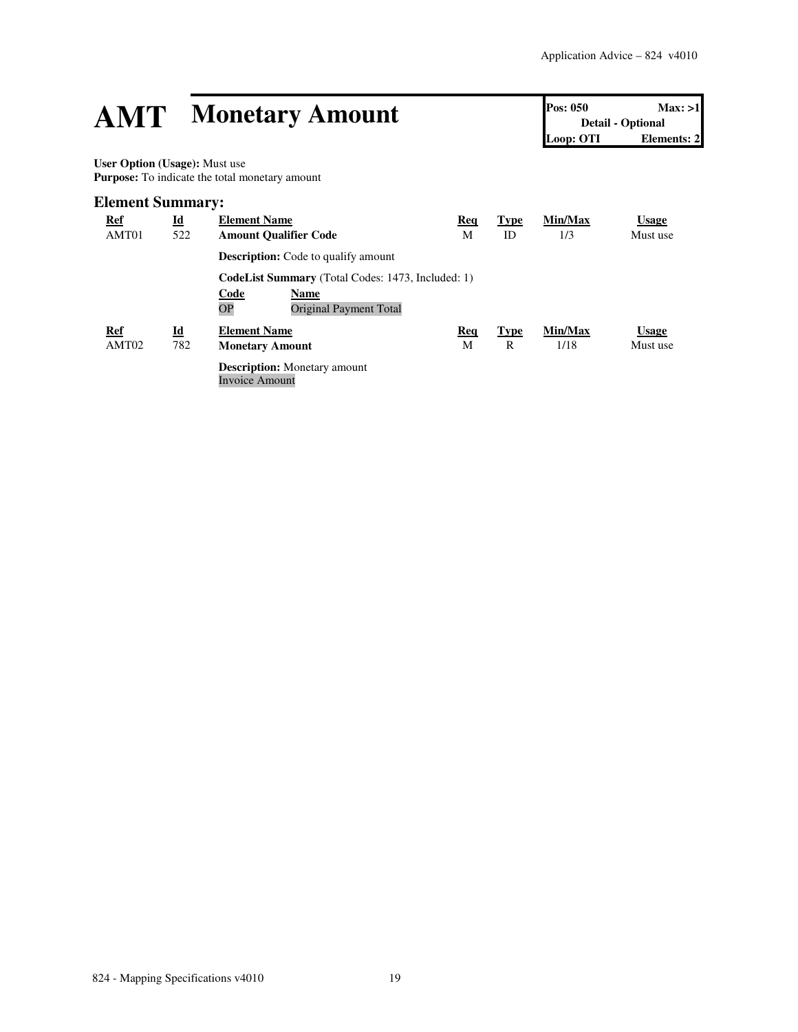# AMT Monetary Amount

| Pos: 050 | Max: >1 |
|---|---|
| Detail - Optional | |
| Loop: OTI | Elements: 2 |

**User Option (Usage):** Must use
**Purpose:** To indicate the total monetary amount

## Element Summary:

| Ref | Id | Element Name | Req | Type | Min/Max | Usage |
|---|---|---|---|---|---|---|
| AMT01 | 522 | **Amount Qualifier Code** | M | ID | 1/3 | Must use |

**Description:** Code to qualify amount

**CodeList Summary** (Total Codes: 1473, Included: 1)

| Code | Name |
|---|---|
| OP | Original Payment Total |

| Ref | Id | Element Name | Req | Type | Min/Max | Usage |
|---|---|---|---|---|---|---|
| AMT02 | 782 | **Monetary Amount** | M | R | 1/18 | Must use |

**Description:** Monetary amount
Invoice Amount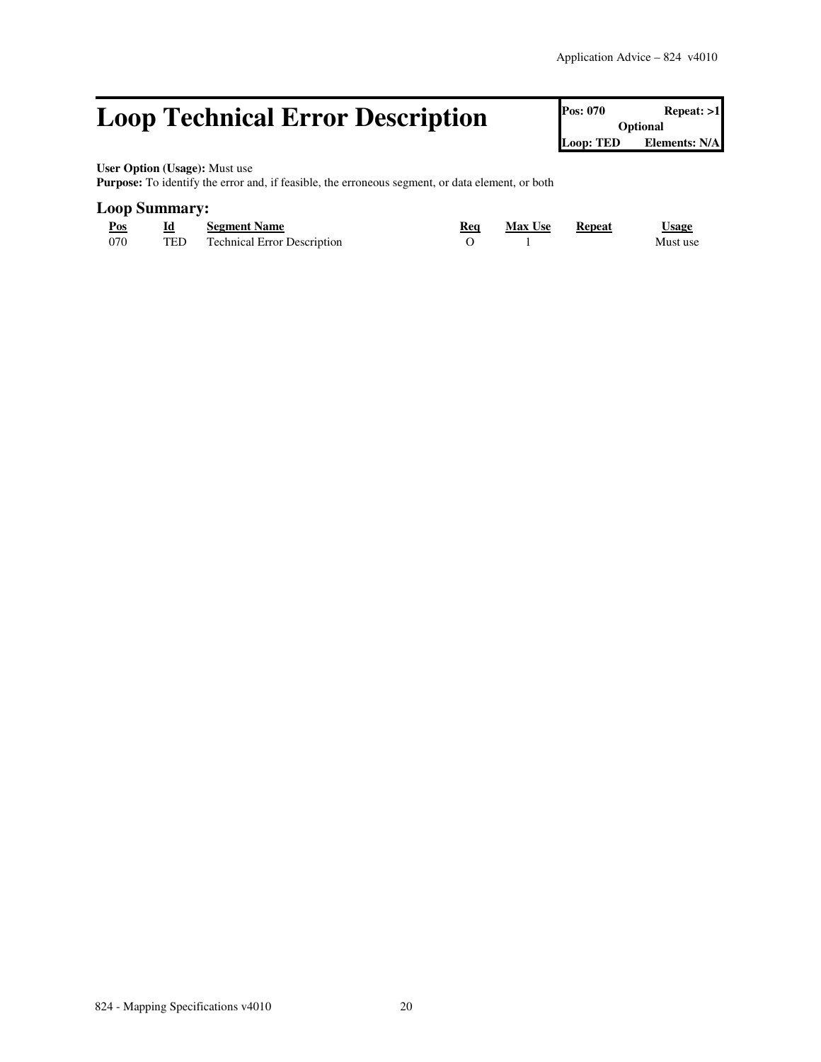# Loop Technical Error Description

| Pos: 070 | Repeat: >1 |
| --- | --- |
| Optional | |
| Loop: TED | Elements: N/A |

**User Option (Usage):** Must use
**Purpose:** To identify the error and, if feasible, the erroneous segment, or data element, or both

## Loop Summary:

| Pos | Id | Segment Name | Req | Max Use | Repeat | Usage |
| --- | --- | --- | --- | --- | --- | --- |
| 070 | TED | Technical Error Description | O | 1 | | Must use |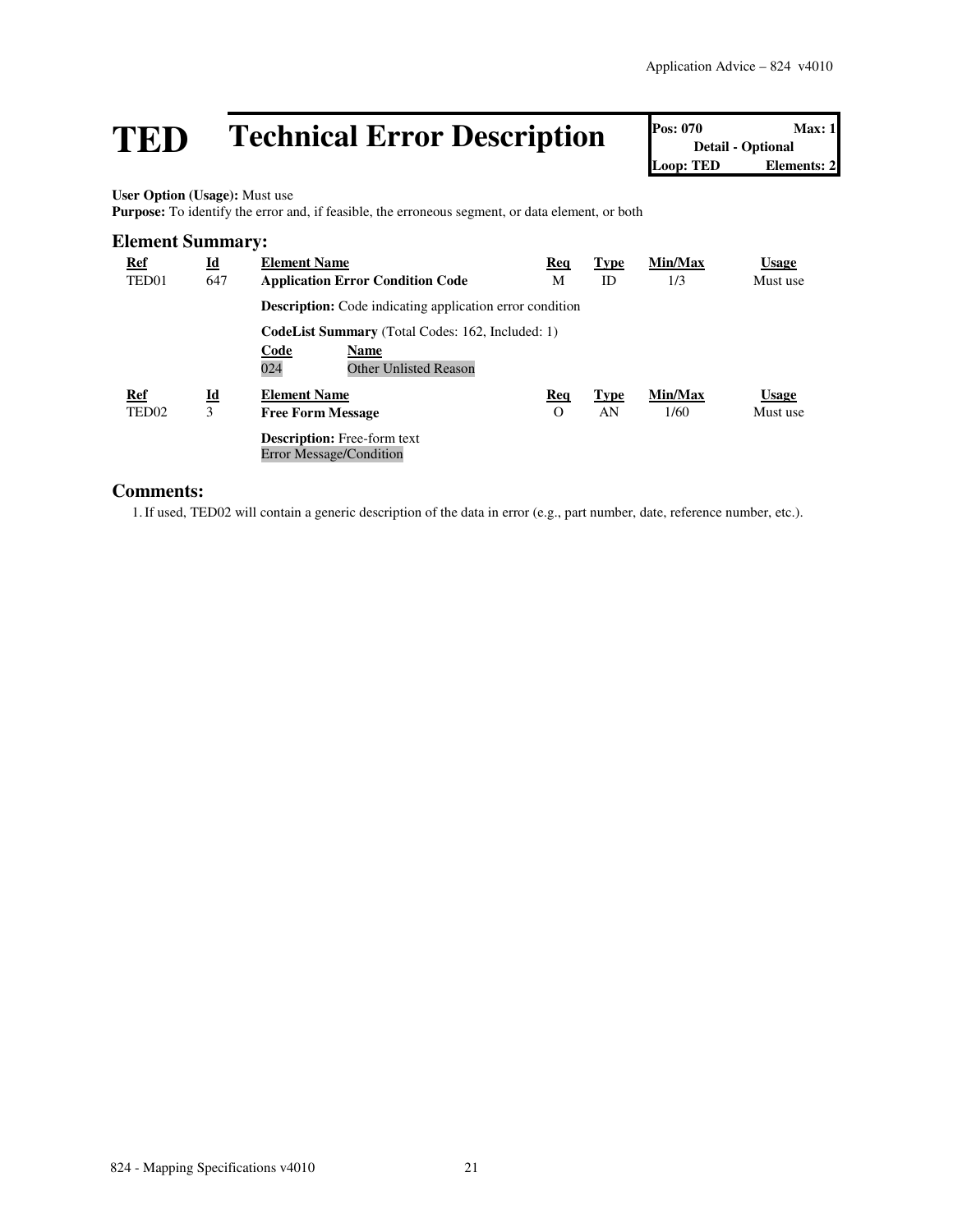# TED Technical Error Description

| Pos: 070 | Max: 1 |
|---|---|
| Detail - Optional | |
| Loop: TED | Elements: 2 |

**User Option (Usage):** Must use
**Purpose:** To identify the error and, if feasible, the erroneous segment, or data element, or both

## Element Summary:

| Ref | Id | Element Name | Req | Type | Min/Max | Usage |
|---|---|---|---|---|---|---|
| TED01 | 647 | **Application Error Condition Code** | M | ID | 1/3 | Must use |
| | | **Description:** Code indicating application error condition | | | | |
| | | **CodeList Summary** (Total Codes: 162, Included: 1) | | | | |
| | | **Code** / **Name** | | | | |
| | | 024 / Other Unlisted Reason | | | | |
| TED02 | 3 | **Free Form Message** | O | AN | 1/60 | Must use |
| | | **Description:** Free-form text<br>Error Message/Condition | | | | |

## Comments:

1. If used, TED02 will contain a generic description of the data in error (e.g., part number, date, reference number, etc.).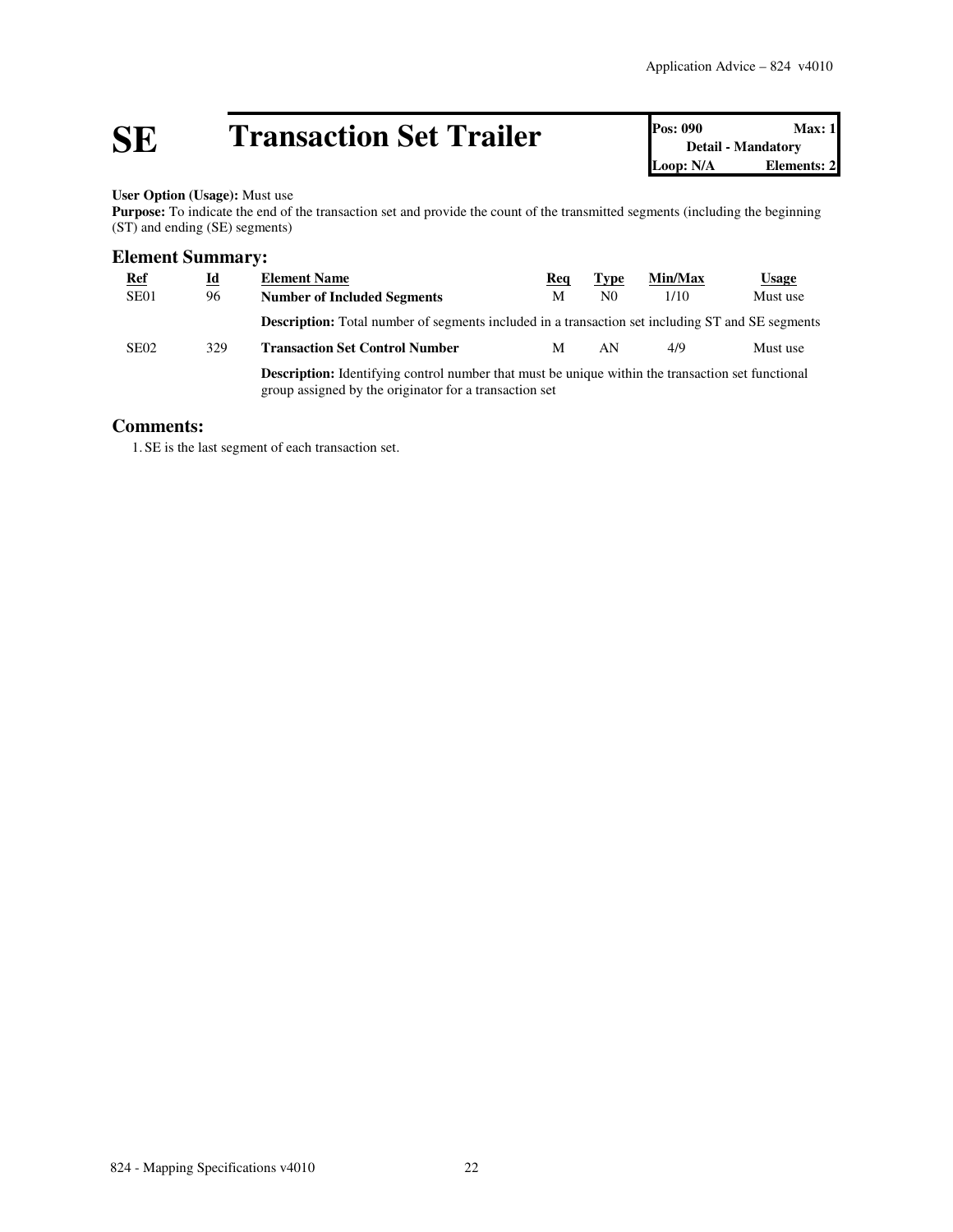# SE Transaction Set Trailer

| Pos: 090 | Max: 1 |
|---|---|
| Detail - Mandatory | |
| Loop: N/A | Elements: 2 |

**User Option (Usage):** Must use
**Purpose:** To indicate the end of the transaction set and provide the count of the transmitted segments (including the beginning (ST) and ending (SE) segments)

## Element Summary:

| Ref | Id | Element Name | Req | Type | Min/Max | Usage |
|---|---|---|---|---|---|---|
| SE01 | 96 | **Number of Included Segments** | M | N0 | 1/10 | Must use |
| | | **Description:** Total number of segments included in a transaction set including ST and SE segments | | | | |
| SE02 | 329 | **Transaction Set Control Number** | M | AN | 4/9 | Must use |
| | | **Description:** Identifying control number that must be unique within the transaction set functional group assigned by the originator for a transaction set | | | | |

## Comments:

1. SE is the last segment of each transaction set.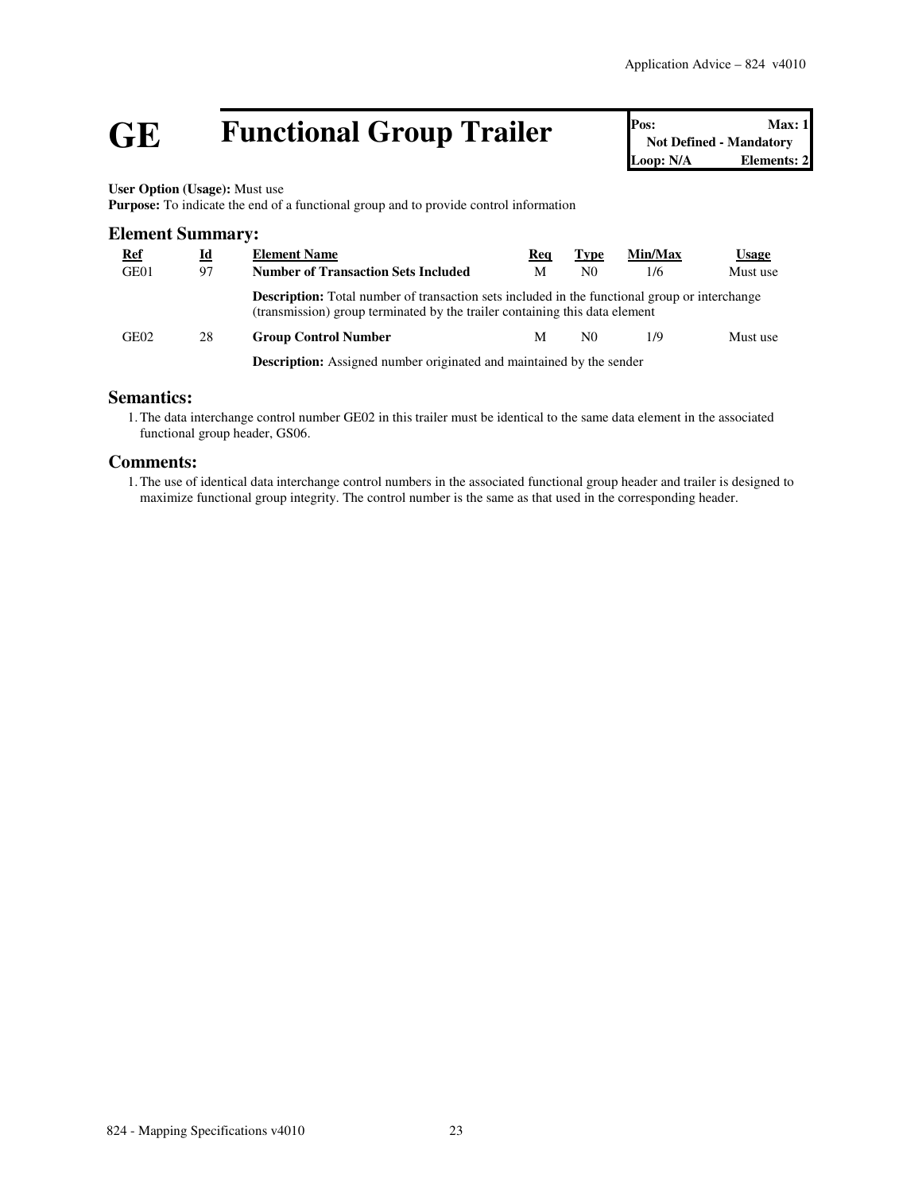# GE Functional Group Trailer

| Pos: | Max: 1 |
| --- | --- |
| Not Defined - Mandatory | |
| Loop: N/A | Elements: 2 |

**User Option (Usage):** Must use
**Purpose:** To indicate the end of a functional group and to provide control information

## Element Summary:

| Ref | Id | Element Name | Req | Type | Min/Max | Usage |
| --- | --- | --- | --- | --- | --- | --- |
| GE01 | 97 | **Number of Transaction Sets Included** | M | N0 | 1/6 | Must use |
| | | **Description:** Total number of transaction sets included in the functional group or interchange (transmission) group terminated by the trailer containing this data element | | | | |
| GE02 | 28 | **Group Control Number** | M | N0 | 1/9 | Must use |
| | | **Description:** Assigned number originated and maintained by the sender | | | | |

## Semantics:

1. The data interchange control number GE02 in this trailer must be identical to the same data element in the associated functional group header, GS06.

## Comments:

1. The use of identical data interchange control numbers in the associated functional group header and trailer is designed to maximize functional group integrity. The control number is the same as that used in the corresponding header.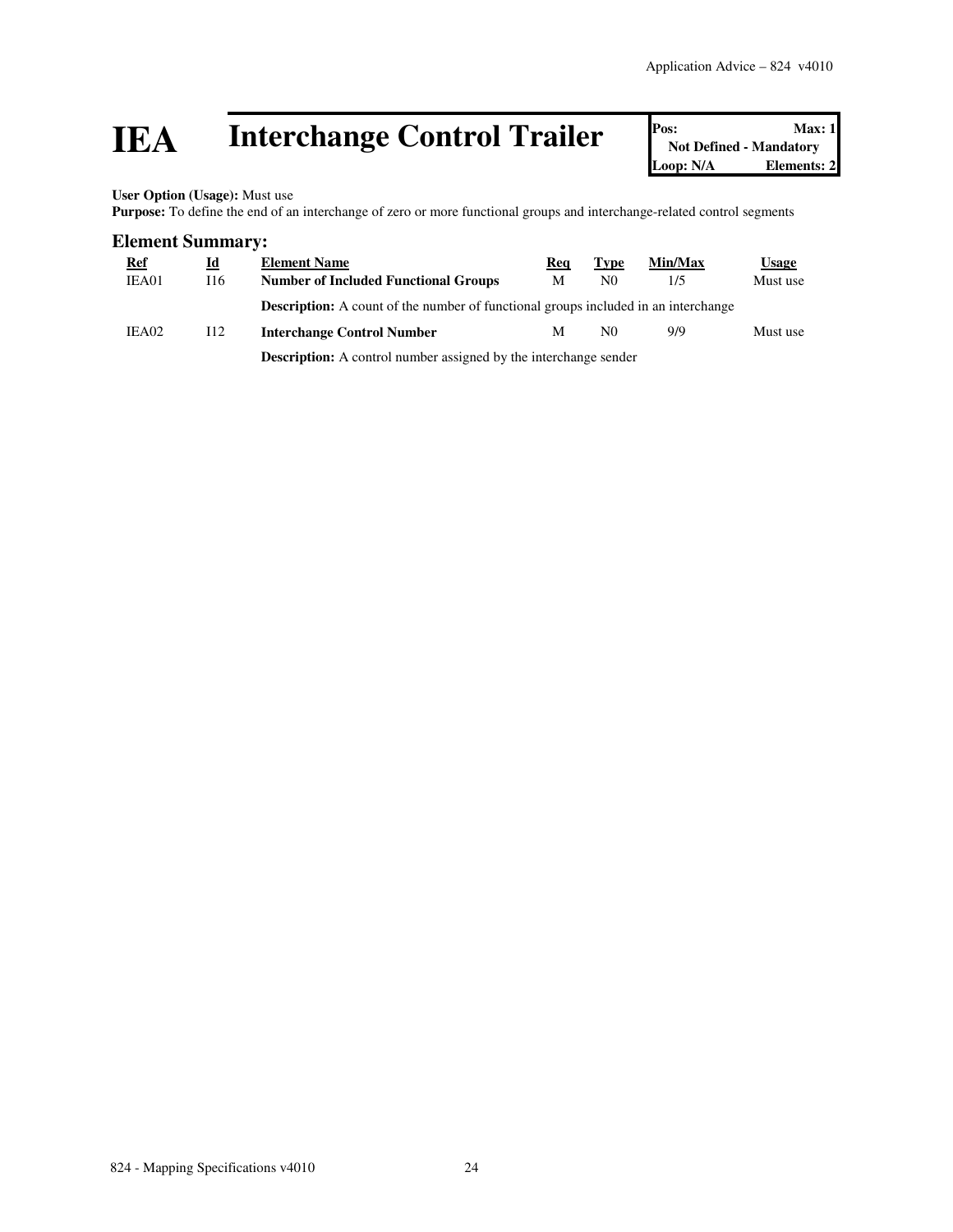# IEA Interchange Control Trailer

| Pos: | Max: 1 |
|---|---|
| Not Defined - Mandatory | |
| Loop: N/A | Elements: 2 |

**User Option (Usage):** Must use
**Purpose:** To define the end of an interchange of zero or more functional groups and interchange-related control segments

## Element Summary:

| Ref | Id | Element Name | Req | Type | Min/Max | Usage |
|---|---|---|---|---|---|---|
| IEA01 | I16 | **Number of Included Functional Groups** | M | N0 | 1/5 | Must use |
| | | **Description:** A count of the number of functional groups included in an interchange | | | | |
| IEA02 | I12 | **Interchange Control Number** | M | N0 | 9/9 | Must use |
| | | **Description:** A control number assigned by the interchange sender | | | | |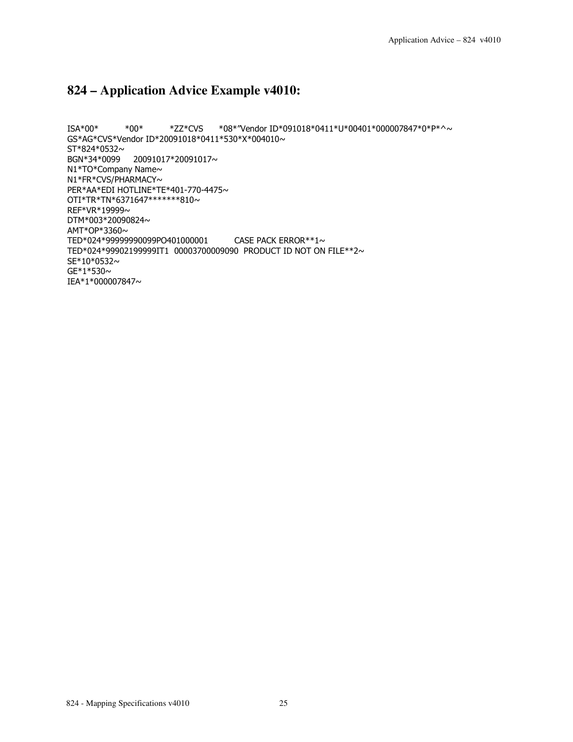## 824 – Application Advice Example v4010:

```
ISA*00*          *00*          *ZZ*CVS      *08*"Vendor ID*091018*0411*U*00401*000007847*0*P*^~
GS*AG*CVS*Vendor ID*20091018*0411*530*X*004010~
ST*824*0532~
BGN*34*0099     20091017*20091017~
N1*TO*Company Name~
N1*FR*CVS/PHARMACY~
PER*AA*EDI HOTLINE*TE*401-770-4475~
OTI*TR*TN*6371647*******810~
REF*VR*19999~
DTM*003*20090824~
AMT*OP*3360~
TED*024*99999990099PO401000001          CASE PACK ERROR**1~
TED*024*99902199999IT1  00003700009090  PRODUCT ID NOT ON FILE**2~
SE*10*0532~
GE*1*530~
IEA*1*000007847~
```